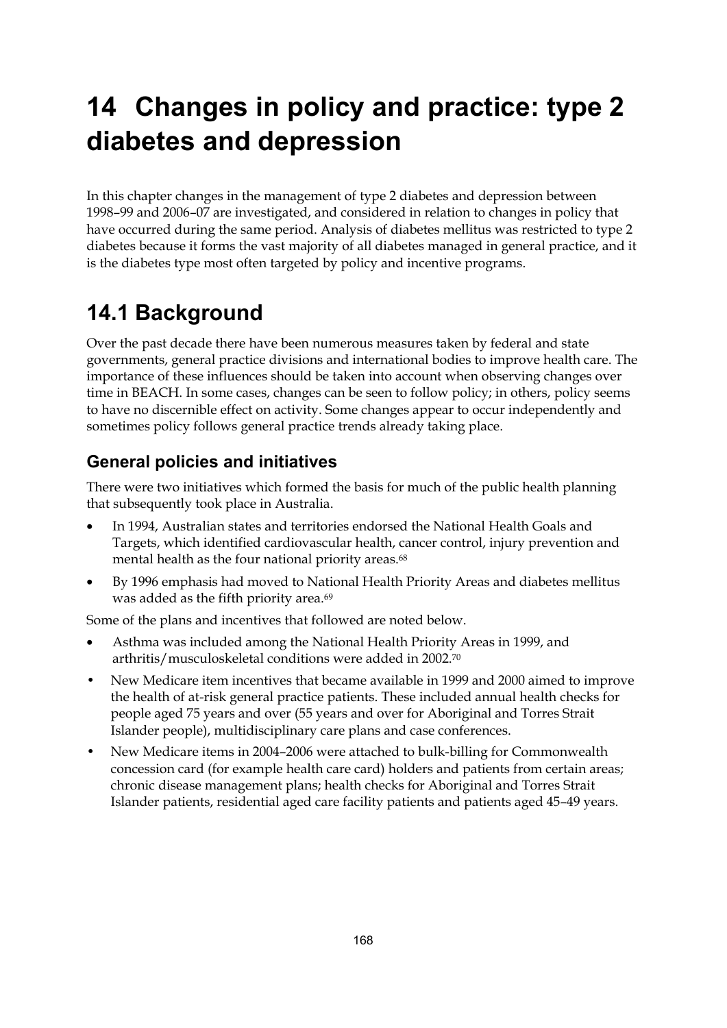# 14 Changes in policy and practice: type 2 diabetes and depression

In this chapter changes in the management of type 2 diabetes and depression between 1998–99 and 2006–07 are investigated, and considered in relation to changes in policy that have occurred during the same period. Analysis of diabetes mellitus was restricted to type 2 diabetes because it forms the vast majority of all diabetes managed in general practice, and it is the diabetes type most often targeted by policy and incentive programs.

## 14.1 Background

Over the past decade there have been numerous measures taken by federal and state governments, general practice divisions and international bodies to improve health care. The importance of these influences should be taken into account when observing changes over time in BEACH. In some cases, changes can be seen to follow policy; in others, policy seems to have no discernible effect on activity. Some changes appear to occur independently and sometimes policy follows general practice trends already taking place.

### General policies and initiatives

There were two initiatives which formed the basis for much of the public health planning that subsequently took place in Australia.

- In 1994, Australian states and territories endorsed the National Health Goals and Targets, which identified cardiovascular health, cancer control, injury prevention and mental health as the four national priority areas.[68]
- By 1996 emphasis had moved to National Health Priority Areas and diabetes mellitus was added as the fifth priority area.[69]

Some of the plans and incentives that followed are noted below.

- Asthma was included among the National Health Priority Areas in 1999, and arthritis/musculoskeletal conditions were added in 2002.[70]
- New Medicare item incentives that became available in 1999 and 2000 aimed to improve the health of at-risk general practice patients. These included annual health checks for people aged 75 years and over (55 years and over for Aboriginal and Torres Strait Islander people), multidisciplinary care plans and case conferences.
- New Medicare items in 2004–2006 were attached to bulk-billing for Commonwealth concession card (for example health care card) holders and patients from certain areas; chronic disease management plans; health checks for Aboriginal and Torres Strait Islander patients, residential aged care facility patients and patients aged 45–49 years.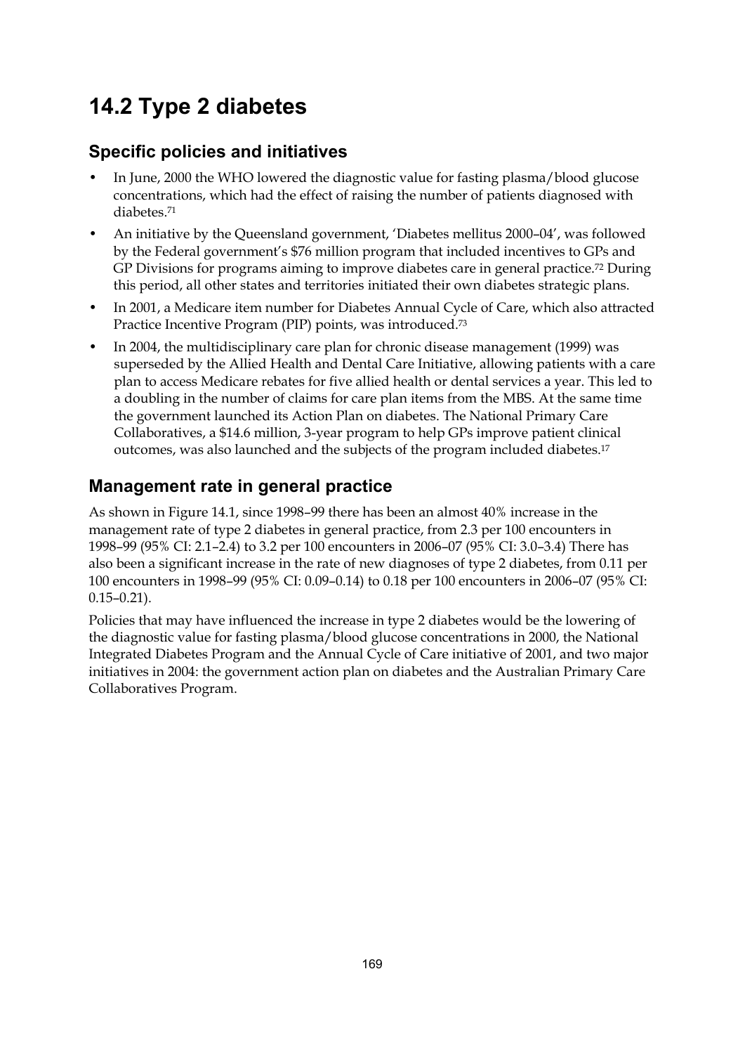## 14.2 Type 2 diabetes

### Specific policies and initiatives

- In June, 2000 the WHO lowered the diagnostic value for fasting plasma/blood glucose concentrations, which had the effect of raising the number of patients diagnosed with diabetes.[71]
- An initiative by the Queensland government, 'Diabetes mellitus 2000–04', was followed by the Federal government's $76 million program that included incentives to GPs and GP Divisions for programs aiming to improve diabetes care in general practice.[72] During this period, all other states and territories initiated their own diabetes strategic plans.
- In 2001, a Medicare item number for Diabetes Annual Cycle of Care, which also attracted Practice Incentive Program (PIP) points, was introduced.[73]
- In 2004, the multidisciplinary care plan for chronic disease management (1999) was superseded by the Allied Health and Dental Care Initiative, allowing patients with a care plan to access Medicare rebates for five allied health or dental services a year. This led to a doubling in the number of claims for care plan items from the MBS. At the same time the government launched its Action Plan on diabetes. The National Primary Care Collaboratives, a $14.6 million, 3-year program to help GPs improve patient clinical outcomes, was also launched and the subjects of the program included diabetes.[17]

### Management rate in general practice

As shown in Figure 14.1, since 1998–99 there has been an almost 40% increase in the management rate of type 2 diabetes in general practice, from 2.3 per 100 encounters in 1998–99 (95% CI: 2.1–2.4) to 3.2 per 100 encounters in 2006–07 (95% CI: 3.0–3.4) There has also been a significant increase in the rate of new diagnoses of type 2 diabetes, from 0.11 per 100 encounters in 1998–99 (95% CI: 0.09–0.14) to 0.18 per 100 encounters in 2006–07 (95% CI: 0.15–0.21).

Policies that may have influenced the increase in type 2 diabetes would be the lowering of the diagnostic value for fasting plasma/blood glucose concentrations in 2000, the National Integrated Diabetes Program and the Annual Cycle of Care initiative of 2001, and two major initiatives in 2004: the government action plan on diabetes and the Australian Primary Care Collaboratives Program.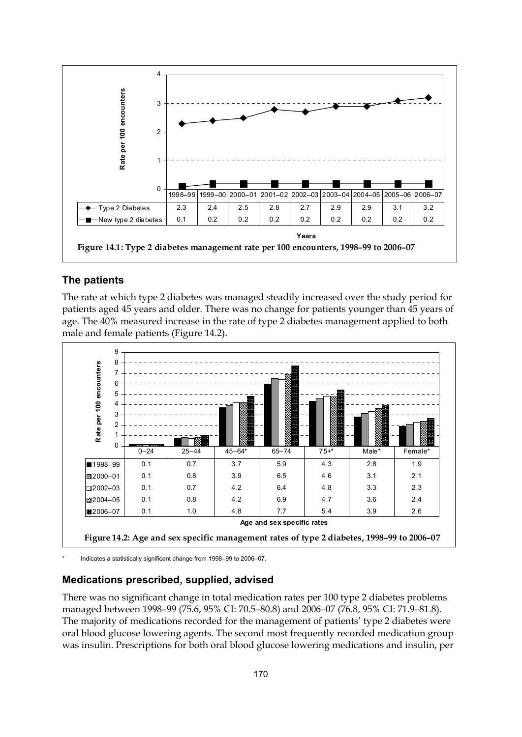| | 1998–99 | 1999–00 | 2000–01 | 2001–02 | 2002–03 | 2003–04 | 2004–05 | 2005–06 | 2006–07 |
|---|---|---|---|---|---|---|---|---|---|
| Type 2 Diabetes | 2.3 | 2.4 | 2.5 | 2.8 | 2.7 | 2.9 | 2.9 | 3.1 | 3.2 |
| New type 2 diabetes | 0.1 | 0.2 | 0.2 | 0.2 | 0.2 | 0.2 | 0.2 | 0.2 | 0.2 |

**Figure 14.1: Type 2 diabetes management rate per 100 encounters, 1998–99 to 2006–07**

## The patients

The rate at which type 2 diabetes was managed steadily increased over the study period for patients aged 45 years and older. There was no change for patients younger than 45 years of age. The 40% measured increase in the rate of type 2 diabetes management applied to both male and female patients (Figure 14.2).

| | 0–24 | 25–44 | 45–64* | 65–74 | 75+* | Male* | Female* |
|---|---|---|---|---|---|---|---|
| 1998–99 | 0.1 | 0.7 | 3.7 | 5.9 | 4.3 | 2.8 | 1.9 |
| 2000–01 | 0.1 | 0.8 | 3.9 | 6.5 | 4.6 | 3.1 | 2.1 |
| 2002–03 | 0.1 | 0.7 | 4.2 | 6.4 | 4.8 | 3.3 | 2.3 |
| 2004–05 | 0.1 | 0.8 | 4.2 | 6.9 | 4.7 | 3.6 | 2.4 |
| 2006–07 | 0.1 | 1.0 | 4.8 | 7.7 | 5.4 | 3.9 | 2.6 |

**Figure 14.2: Age and sex specific management rates of type 2 diabetes, 1998–99 to 2006–07**

\* Indicates a statistically significant change from 1998–99 to 2006–07.

## Medications prescribed, supplied, advised

There was no significant change in total medication rates per 100 type 2 diabetes problems managed between 1998–99 (75.6, 95% CI: 70.5–80.8) and 2006–07 (76.8, 95% CI: 71.9–81.8). The majority of medications recorded for the management of patients' type 2 diabetes were oral blood glucose lowering agents. The second most frequently recorded medication group was insulin. Prescriptions for both oral blood glucose lowering medications and insulin, per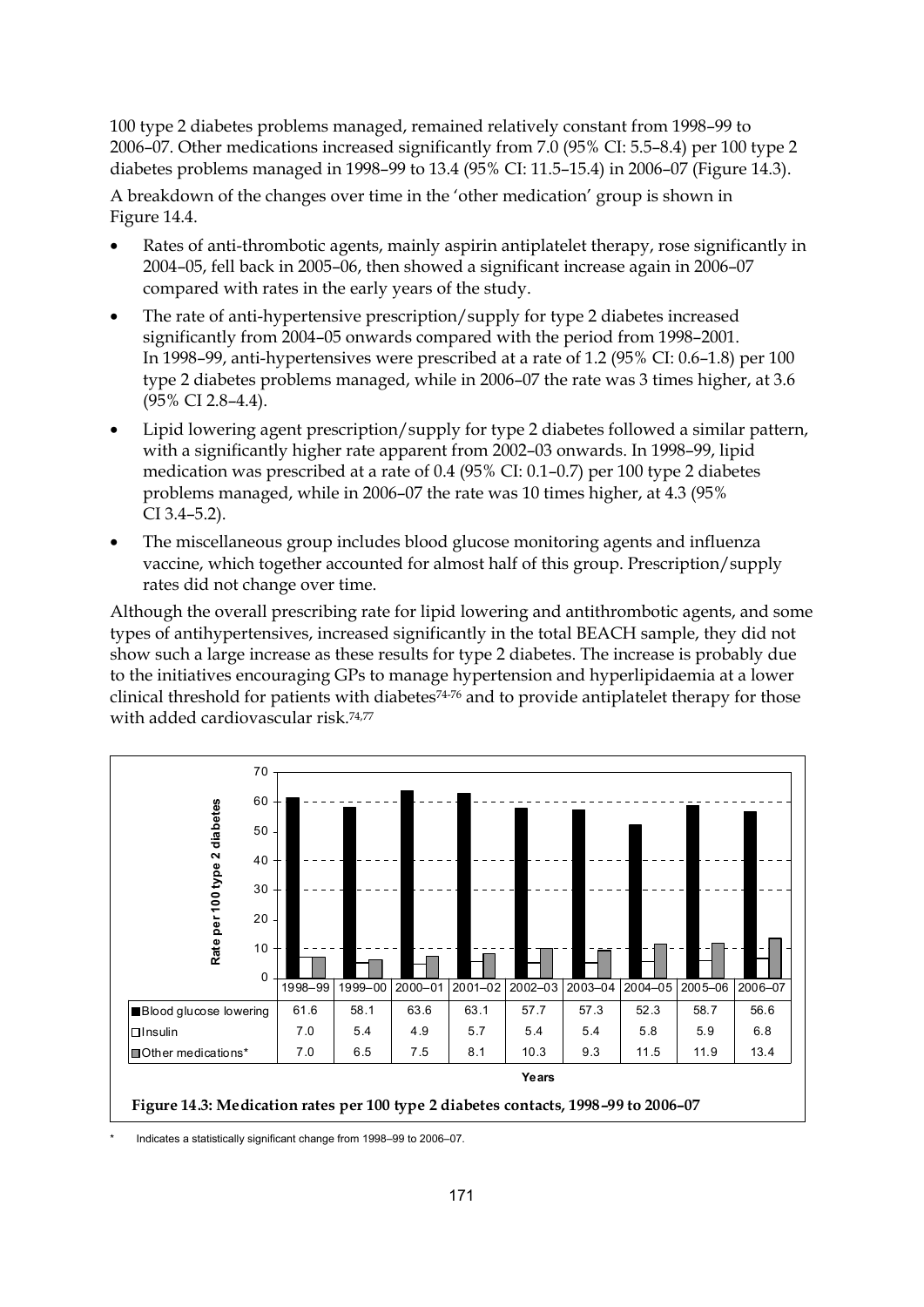100 type 2 diabetes problems managed, remained relatively constant from 1998–99 to 2006–07. Other medications increased significantly from 7.0 (95% CI: 5.5–8.4) per 100 type 2 diabetes problems managed in 1998–99 to 13.4 (95% CI: 11.5–15.4) in 2006–07 (Figure 14.3).

A breakdown of the changes over time in the 'other medication' group is shown in Figure 14.4.

- Rates of anti-thrombotic agents, mainly aspirin antiplatelet therapy, rose significantly in 2004–05, fell back in 2005–06, then showed a significant increase again in 2006–07 compared with rates in the early years of the study.
- The rate of anti-hypertensive prescription/supply for type 2 diabetes increased significantly from 2004–05 onwards compared with the period from 1998–2001. In 1998–99, anti-hypertensives were prescribed at a rate of 1.2 (95% CI: 0.6–1.8) per 100 type 2 diabetes problems managed, while in 2006–07 the rate was 3 times higher, at 3.6 (95% CI 2.8–4.4).
- Lipid lowering agent prescription/supply for type 2 diabetes followed a similar pattern, with a significantly higher rate apparent from 2002–03 onwards. In 1998–99, lipid medication was prescribed at a rate of 0.4 (95% CI: 0.1–0.7) per 100 type 2 diabetes problems managed, while in 2006–07 the rate was 10 times higher, at 4.3 (95% CI 3.4–5.2).
- The miscellaneous group includes blood glucose monitoring agents and influenza vaccine, which together accounted for almost half of this group. Prescription/supply rates did not change over time.

Although the overall prescribing rate for lipid lowering and antithrombotic agents, and some types of antihypertensives, increased significantly in the total BEACH sample, they did not show such a large increase as these results for type 2 diabetes. The increase is probably due to the initiatives encouraging GPs to manage hypertension and hyperlipidaemia at a lower clinical threshold for patients with diabetes[74-76] and to provide antiplatelet therapy for those with added cardiovascular risk.[74,77]

| | 1998–99 | 1999–00 | 2000–01 | 2001–02 | 2002–03 | 2003–04 | 2004–05 | 2005–06 | 2006–07 |
|---|---|---|---|---|---|---|---|---|---|
| Blood glucose lowering | 61.6 | 58.1 | 63.6 | 63.1 | 57.7 | 57.3 | 52.3 | 58.7 | 56.6 |
| Insulin | 7.0 | 5.4 | 4.9 | 5.7 | 5.4 | 5.4 | 5.8 | 5.9 | 6.8 |
| Other medications* | 7.0 | 6.5 | 7.5 | 8.1 | 10.3 | 9.3 | 11.5 | 11.9 | 13.4 |

Rate per 100 type 2 diabetes; Years

**Figure 14.3: Medication rates per 100 type 2 diabetes contacts, 1998–99 to 2006–07**

\* Indicates a statistically significant change from 1998–99 to 2006–07.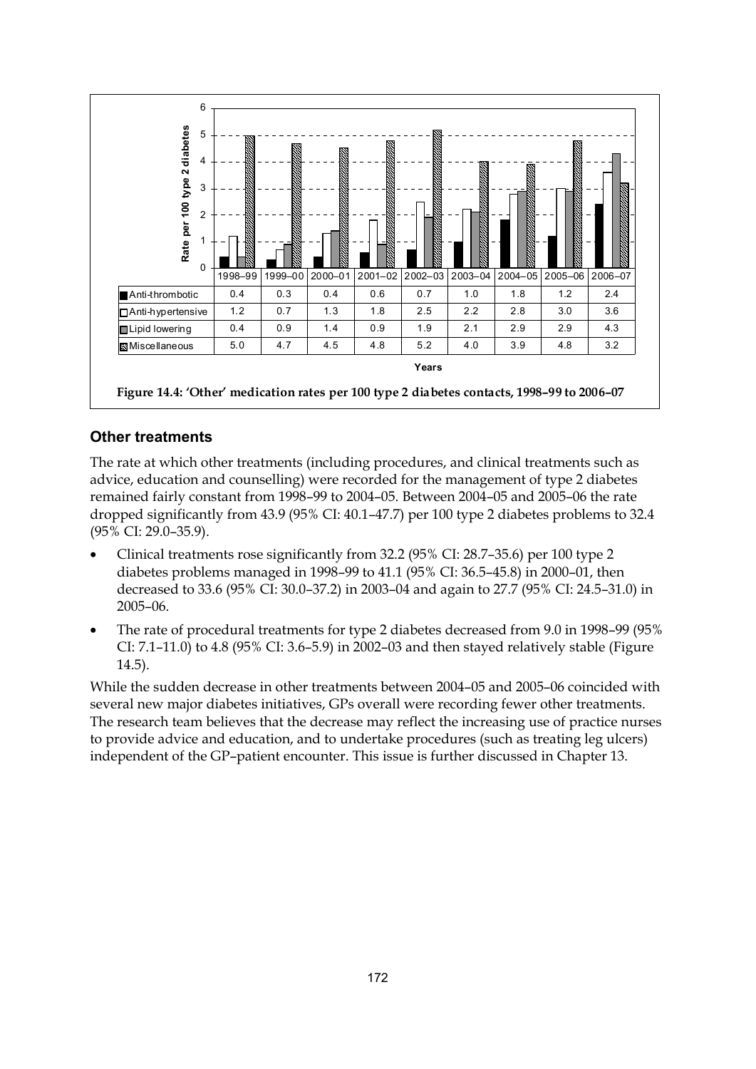| | 1998–99 | 1999–00 | 2000–01 | 2001–02 | 2002–03 | 2003–04 | 2004–05 | 2005–06 | 2006–07 |
|---|---|---|---|---|---|---|---|---|---|
| Anti-thrombotic | 0.4 | 0.3 | 0.4 | 0.6 | 0.7 | 1.0 | 1.8 | 1.2 | 2.4 |
| Anti-hypertensive | 1.2 | 0.7 | 1.3 | 1.8 | 2.5 | 2.2 | 2.8 | 3.0 | 3.6 |
| Lipid lowering | 0.4 | 0.9 | 1.4 | 0.9 | 1.9 | 2.1 | 2.9 | 2.9 | 4.3 |
| Miscellaneous | 5.0 | 4.7 | 4.5 | 4.8 | 5.2 | 4.0 | 3.9 | 4.8 | 3.2 |

**Figure 14.4: 'Other' medication rates per 100 type 2 diabetes contacts, 1998–99 to 2006–07**

### Other treatments

The rate at which other treatments (including procedures, and clinical treatments such as advice, education and counselling) were recorded for the management of type 2 diabetes remained fairly constant from 1998–99 to 2004–05. Between 2004–05 and 2005–06 the rate dropped significantly from 43.9 (95% CI: 40.1–47.7) per 100 type 2 diabetes problems to 32.4 (95% CI: 29.0–35.9).

- Clinical treatments rose significantly from 32.2 (95% CI: 28.7–35.6) per 100 type 2 diabetes problems managed in 1998–99 to 41.1 (95% CI: 36.5–45.8) in 2000–01, then decreased to 33.6 (95% CI: 30.0–37.2) in 2003–04 and again to 27.7 (95% CI: 24.5–31.0) in 2005–06.
- The rate of procedural treatments for type 2 diabetes decreased from 9.0 in 1998–99 (95% CI: 7.1–11.0) to 4.8 (95% CI: 3.6–5.9) in 2002–03 and then stayed relatively stable (Figure 14.5).

While the sudden decrease in other treatments between 2004–05 and 2005–06 coincided with several new major diabetes initiatives, GPs overall were recording fewer other treatments. The research team believes that the decrease may reflect the increasing use of practice nurses to provide advice and education, and to undertake procedures (such as treating leg ulcers) independent of the GP–patient encounter. This issue is further discussed in Chapter 13.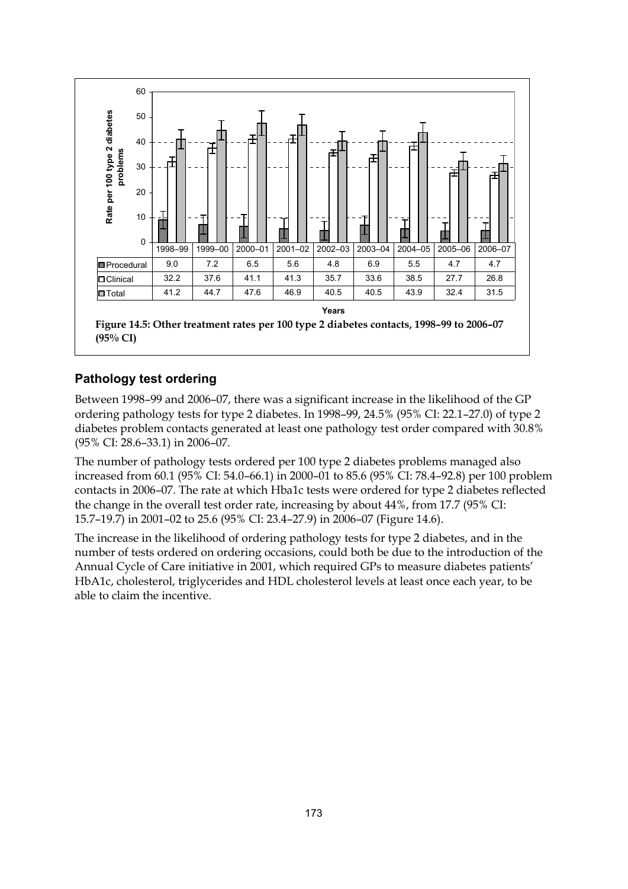| | 1998–99 | 1999–00 | 2000–01 | 2001–02 | 2002–03 | 2003–04 | 2004–05 | 2005–06 | 2006–07 |
|---|---|---|---|---|---|---|---|---|---|
| Procedural | 9.0 | 7.2 | 6.5 | 5.6 | 4.8 | 6.9 | 5.5 | 4.7 | 4.7 |
| Clinical | 32.2 | 37.6 | 41.1 | 41.3 | 35.7 | 33.6 | 38.5 | 27.7 | 26.8 |
| Total | 41.2 | 44.7 | 47.6 | 46.9 | 40.5 | 40.5 | 43.9 | 32.4 | 31.5 |

**Figure 14.5: Other treatment rates per 100 type 2 diabetes contacts, 1998–99 to 2006–07 (95% CI)**

## Pathology test ordering

Between 1998–99 and 2006–07, there was a significant increase in the likelihood of the GP ordering pathology tests for type 2 diabetes. In 1998–99, 24.5% (95% CI: 22.1–27.0) of type 2 diabetes problem contacts generated at least one pathology test order compared with 30.8% (95% CI: 28.6–33.1) in 2006–07.

The number of pathology tests ordered per 100 type 2 diabetes problems managed also increased from 60.1 (95% CI: 54.0–66.1) in 2000–01 to 85.6 (95% CI: 78.4–92.8) per 100 problem contacts in 2006–07. The rate at which Hba1c tests were ordered for type 2 diabetes reflected the change in the overall test order rate, increasing by about 44%, from 17.7 (95% CI: 15.7–19.7) in 2001–02 to 25.6 (95% CI: 23.4–27.9) in 2006–07 (Figure 14.6).

The increase in the likelihood of ordering pathology tests for type 2 diabetes, and in the number of tests ordered on ordering occasions, could both be due to the introduction of the Annual Cycle of Care initiative in 2001, which required GPs to measure diabetes patients' HbA1c, cholesterol, triglycerides and HDL cholesterol levels at least once each year, to be able to claim the incentive.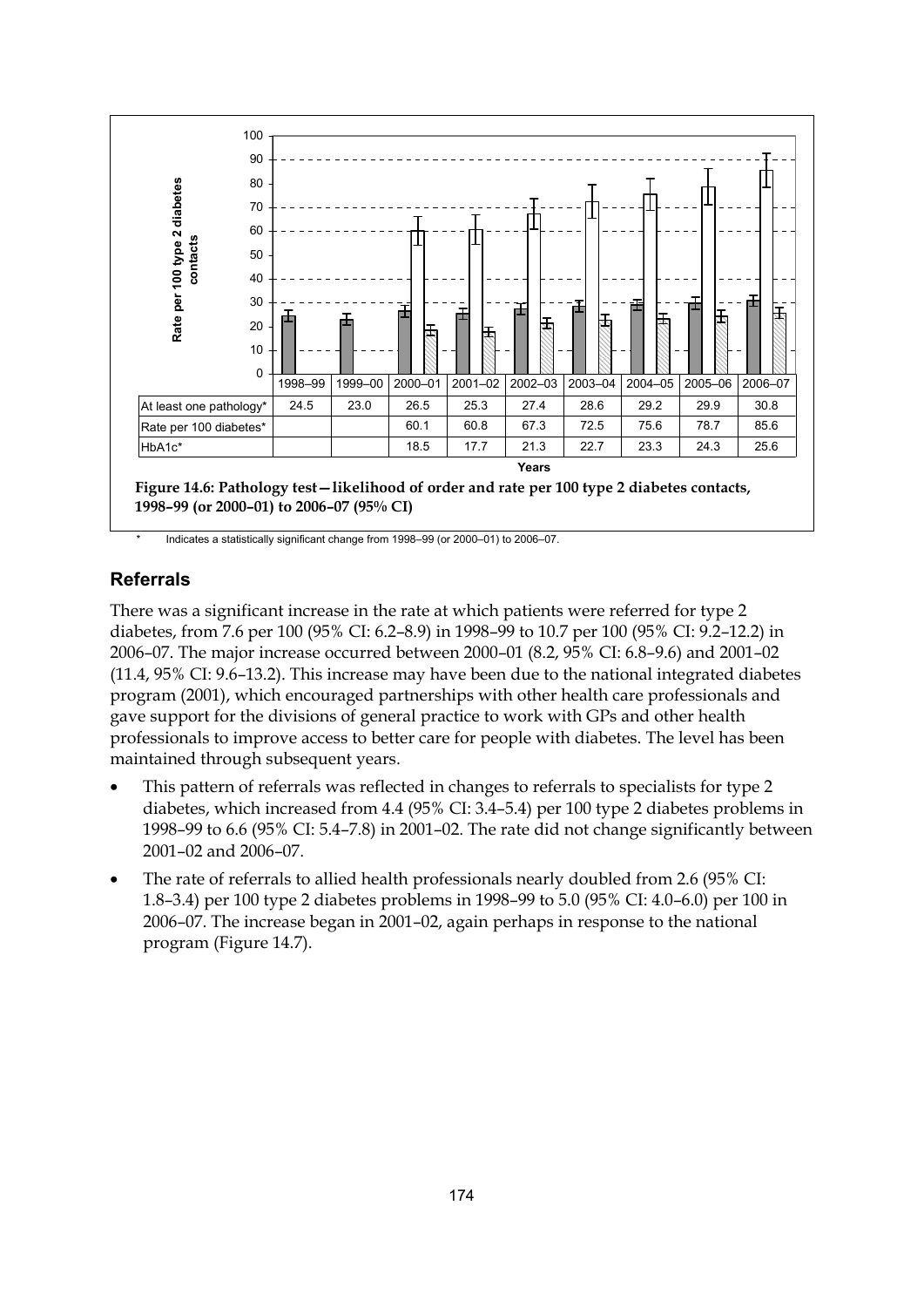| | 1998–99 | 1999–00 | 2000–01 | 2001–02 | 2002–03 | 2003–04 | 2004–05 | 2005–06 | 2006–07 |
|---|---|---|---|---|---|---|---|---|---|
| At least one pathology* | 24.5 | 23.0 | 26.5 | 25.3 | 27.4 | 28.6 | 29.2 | 29.9 | 30.8 |
| Rate per 100 diabetes* | | | 60.1 | 60.8 | 67.3 | 72.5 | 75.6 | 78.7 | 85.6 |
| HbA1c* | | | 18.5 | 17.7 | 21.3 | 22.7 | 23.3 | 24.3 | 25.6 |

**Figure 14.6: Pathology test—likelihood of order and rate per 100 type 2 diabetes contacts, 1998–99 (or 2000–01) to 2006–07 (95% CI)**

\* Indicates a statistically significant change from 1998–99 (or 2000–01) to 2006–07.

## Referrals

There was a significant increase in the rate at which patients were referred for type 2 diabetes, from 7.6 per 100 (95% CI: 6.2–8.9) in 1998–99 to 10.7 per 100 (95% CI: 9.2–12.2) in 2006–07. The major increase occurred between 2000–01 (8.2, 95% CI: 6.8–9.6) and 2001–02 (11.4, 95% CI: 9.6–13.2). This increase may have been due to the national integrated diabetes program (2001), which encouraged partnerships with other health care professionals and gave support for the divisions of general practice to work with GPs and other health professionals to improve access to better care for people with diabetes. The level has been maintained through subsequent years.

- This pattern of referrals was reflected in changes to referrals to specialists for type 2 diabetes, which increased from 4.4 (95% CI: 3.4–5.4) per 100 type 2 diabetes problems in 1998–99 to 6.6 (95% CI: 5.4–7.8) in 2001–02. The rate did not change significantly between 2001–02 and 2006–07.
- The rate of referrals to allied health professionals nearly doubled from 2.6 (95% CI: 1.8–3.4) per 100 type 2 diabetes problems in 1998–99 to 5.0 (95% CI: 4.0–6.0) per 100 in 2006–07. The increase began in 2001–02, again perhaps in response to the national program (Figure 14.7).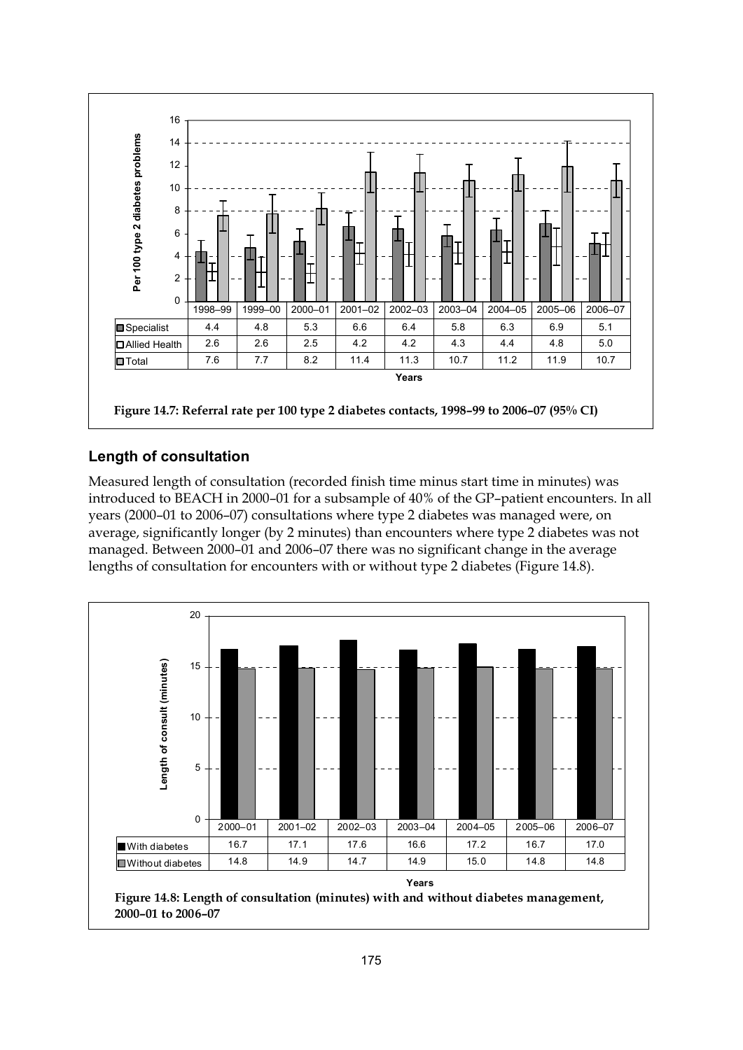| | 1998–99 | 1999–00 | 2000–01 | 2001–02 | 2002–03 | 2003–04 | 2004–05 | 2005–06 | 2006–07 |
|---|---|---|---|---|---|---|---|---|---|
| Specialist | 4.4 | 4.8 | 5.3 | 6.6 | 6.4 | 5.8 | 6.3 | 6.9 | 5.1 |
| Allied Health | 2.6 | 2.6 | 2.5 | 4.2 | 4.2 | 4.3 | 4.4 | 4.8 | 5.0 |
| Total | 7.6 | 7.7 | 8.2 | 11.4 | 11.3 | 10.7 | 11.2 | 11.9 | 10.7 |

**Figure 14.7: Referral rate per 100 type 2 diabetes contacts, 1998–99 to 2006–07 (95% CI)**

## Length of consultation

Measured length of consultation (recorded finish time minus start time in minutes) was introduced to BEACH in 2000–01 for a subsample of 40% of the GP–patient encounters. In all years (2000–01 to 2006–07) consultations where type 2 diabetes was managed were, on average, significantly longer (by 2 minutes) than encounters where type 2 diabetes was not managed. Between 2000–01 and 2006–07 there was no significant change in the average lengths of consultation for encounters with or without type 2 diabetes (Figure 14.8).

| | 2000–01 | 2001–02 | 2002–03 | 2003–04 | 2004–05 | 2005–06 | 2006–07 |
|---|---|---|---|---|---|---|---|
| With diabetes | 16.7 | 17.1 | 17.6 | 16.6 | 17.2 | 16.7 | 17.0 |
| Without diabetes | 14.8 | 14.9 | 14.7 | 14.9 | 15.0 | 14.8 | 14.8 |

**Figure 14.8: Length of consultation (minutes) with and without diabetes management, 2000–01 to 2006–07**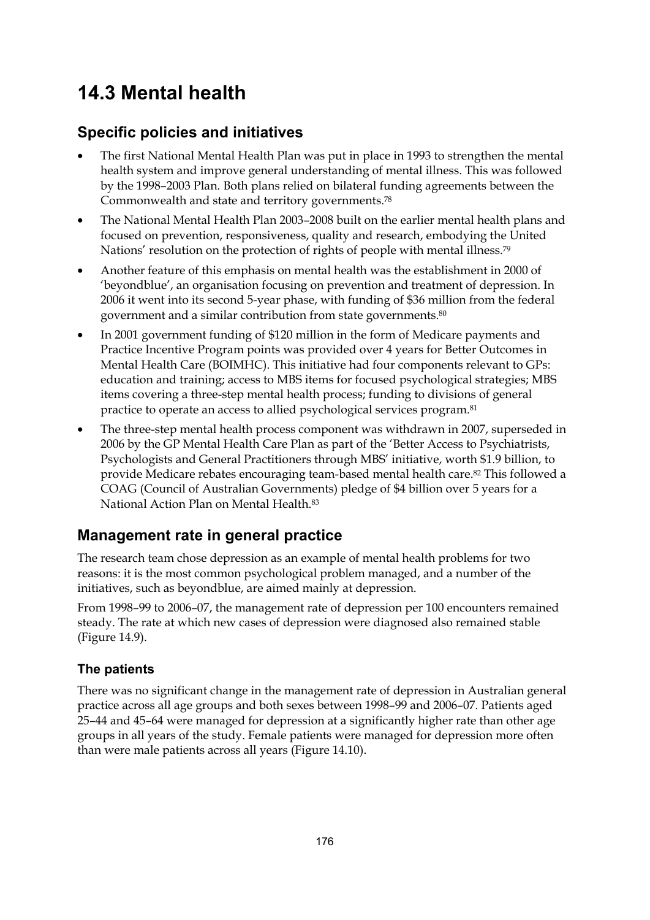# 14.3 Mental health

## Specific policies and initiatives

- The first National Mental Health Plan was put in place in 1993 to strengthen the mental health system and improve general understanding of mental illness. This was followed by the 1998–2003 Plan. Both plans relied on bilateral funding agreements between the Commonwealth and state and territory governments.[78]
- The National Mental Health Plan 2003–2008 built on the earlier mental health plans and focused on prevention, responsiveness, quality and research, embodying the United Nations' resolution on the protection of rights of people with mental illness.[79]
- Another feature of this emphasis on mental health was the establishment in 2000 of 'beyondblue', an organisation focusing on prevention and treatment of depression. In 2006 it went into its second 5-year phase, with funding of $36 million from the federal government and a similar contribution from state governments.[80]
- In 2001 government funding of $120 million in the form of Medicare payments and Practice Incentive Program points was provided over 4 years for Better Outcomes in Mental Health Care (BOIMHC). This initiative had four components relevant to GPs: education and training; access to MBS items for focused psychological strategies; MBS items covering a three-step mental health process; funding to divisions of general practice to operate an access to allied psychological services program.[81]
- The three-step mental health process component was withdrawn in 2007, superseded in 2006 by the GP Mental Health Care Plan as part of the 'Better Access to Psychiatrists, Psychologists and General Practitioners through MBS' initiative, worth $1.9 billion, to provide Medicare rebates encouraging team-based mental health care.[82] This followed a COAG (Council of Australian Governments) pledge of $4 billion over 5 years for a National Action Plan on Mental Health.[83]

## Management rate in general practice

The research team chose depression as an example of mental health problems for two reasons: it is the most common psychological problem managed, and a number of the initiatives, such as beyondblue, are aimed mainly at depression.

From 1998–99 to 2006–07, the management rate of depression per 100 encounters remained steady. The rate at which new cases of depression were diagnosed also remained stable (Figure 14.9).

### The patients

There was no significant change in the management rate of depression in Australian general practice across all age groups and both sexes between 1998–99 and 2006–07. Patients aged 25–44 and 45–64 were managed for depression at a significantly higher rate than other age groups in all years of the study. Female patients were managed for depression more often than were male patients across all years (Figure 14.10).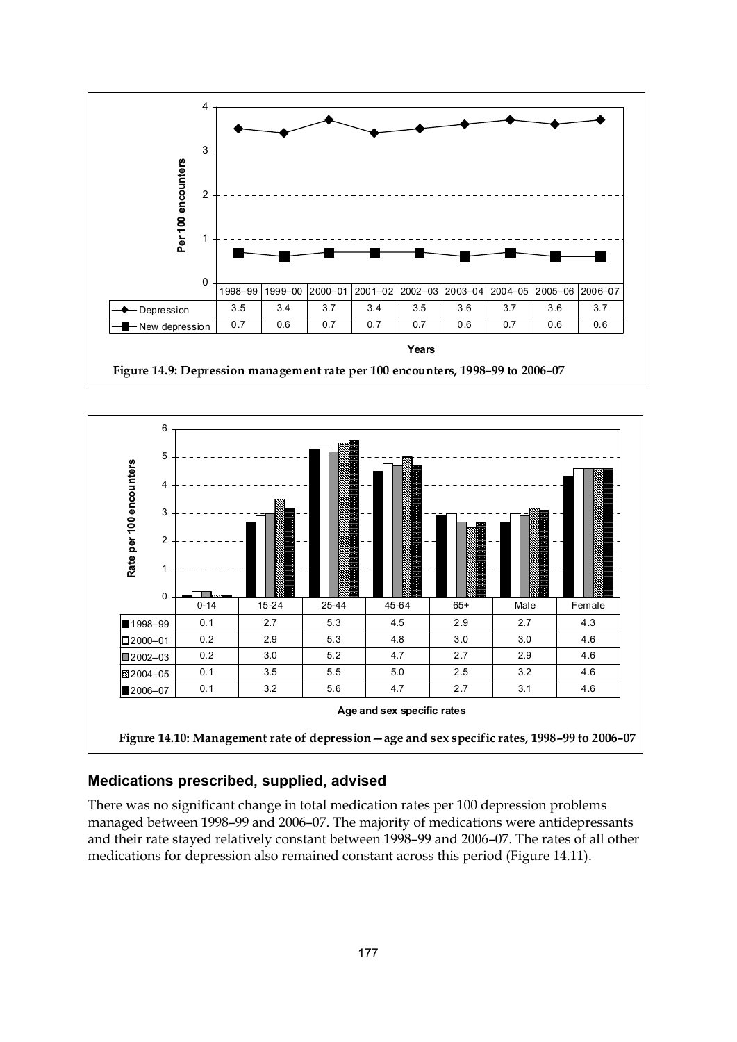| | 1998–99 | 1999–00 | 2000–01 | 2001–02 | 2002–03 | 2003–04 | 2004–05 | 2005–06 | 2006–07 |
|---|---|---|---|---|---|---|---|---|---|
| Depression | 3.5 | 3.4 | 3.7 | 3.4 | 3.5 | 3.6 | 3.7 | 3.6 | 3.7 |
| New depression | 0.7 | 0.6 | 0.7 | 0.7 | 0.7 | 0.6 | 0.7 | 0.6 | 0.6 |

**Figure 14.9: Depression management rate per 100 encounters, 1998–99 to 2006–07**

| | 0-14 | 15-24 | 25-44 | 45-64 | 65+ | Male | Female |
|---|---|---|---|---|---|---|---|
| 1998–99 | 0.1 | 2.7 | 5.3 | 4.5 | 2.9 | 2.7 | 4.3 |
| 2000–01 | 0.2 | 2.9 | 5.3 | 4.8 | 3.0 | 3.0 | 4.6 |
| 2002–03 | 0.2 | 3.0 | 5.2 | 4.7 | 2.7 | 2.9 | 4.6 |
| 2004–05 | 0.1 | 3.5 | 5.5 | 5.0 | 2.5 | 3.2 | 4.6 |
| 2006–07 | 0.1 | 3.2 | 5.6 | 4.7 | 2.7 | 3.1 | 4.6 |

**Figure 14.10: Management rate of depression—age and sex specific rates, 1998–99 to 2006–07**

## Medications prescribed, supplied, advised

There was no significant change in total medication rates per 100 depression problems managed between 1998–99 and 2006–07. The majority of medications were antidepressants and their rate stayed relatively constant between 1998–99 and 2006–07. The rates of all other medications for depression also remained constant across this period (Figure 14.11).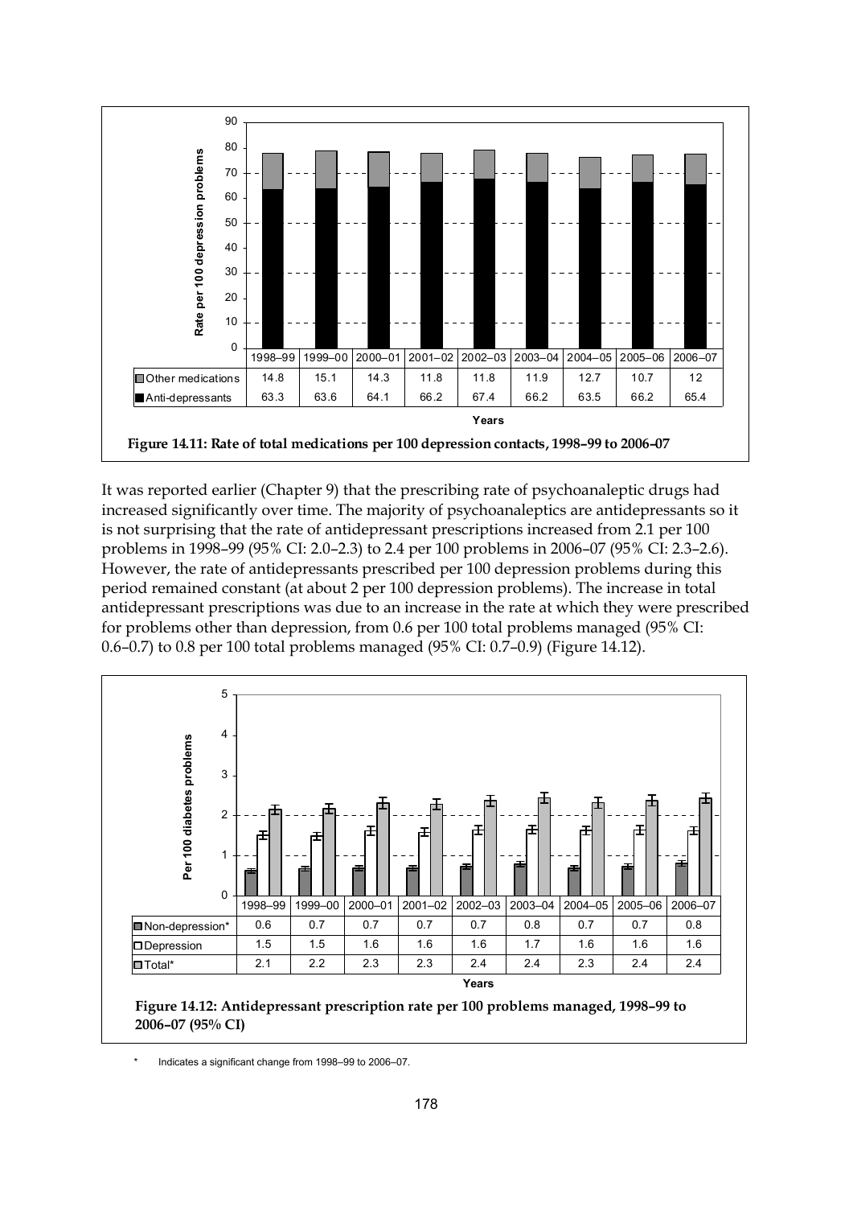| | 1998–99 | 1999–00 | 2000–01 | 2001–02 | 2002–03 | 2003–04 | 2004–05 | 2005–06 | 2006–07 |
|---|---|---|---|---|---|---|---|---|---|
| Other medications | 14.8 | 15.1 | 14.3 | 11.8 | 11.8 | 11.9 | 12.7 | 10.7 | 12 |
| Anti-depressants | 63.3 | 63.6 | 64.1 | 66.2 | 67.4 | 66.2 | 63.5 | 66.2 | 65.4 |

**Figure 14.11: Rate of total medications per 100 depression contacts, 1998–99 to 2006–07**

It was reported earlier (Chapter 9) that the prescribing rate of psychoanaleptic drugs had increased significantly over time. The majority of psychoanaleptics are antidepressants so it is not surprising that the rate of antidepressant prescriptions increased from 2.1 per 100 problems in 1998–99 (95% CI: 2.0–2.3) to 2.4 per 100 problems in 2006–07 (95% CI: 2.3–2.6). However, the rate of antidepressants prescribed per 100 depression problems during this period remained constant (at about 2 per 100 depression problems). The increase in total antidepressant prescriptions was due to an increase in the rate at which they were prescribed for problems other than depression, from 0.6 per 100 total problems managed (95% CI: 0.6–0.7) to 0.8 per 100 total problems managed (95% CI: 0.7–0.9) (Figure 14.12).

| | 1998–99 | 1999–00 | 2000–01 | 2001–02 | 2002–03 | 2003–04 | 2004–05 | 2005–06 | 2006–07 |
|---|---|---|---|---|---|---|---|---|---|
| Non-depression* | 0.6 | 0.7 | 0.7 | 0.7 | 0.7 | 0.8 | 0.7 | 0.7 | 0.8 |
| Depression | 1.5 | 1.5 | 1.6 | 1.6 | 1.6 | 1.7 | 1.6 | 1.6 | 1.6 |
| Total* | 2.1 | 2.2 | 2.3 | 2.3 | 2.4 | 2.4 | 2.3 | 2.4 | 2.4 |

**Figure 14.12: Antidepressant prescription rate per 100 problems managed, 1998–99 to 2006–07 (95% CI)**

\* Indicates a significant change from 1998–99 to 2006–07.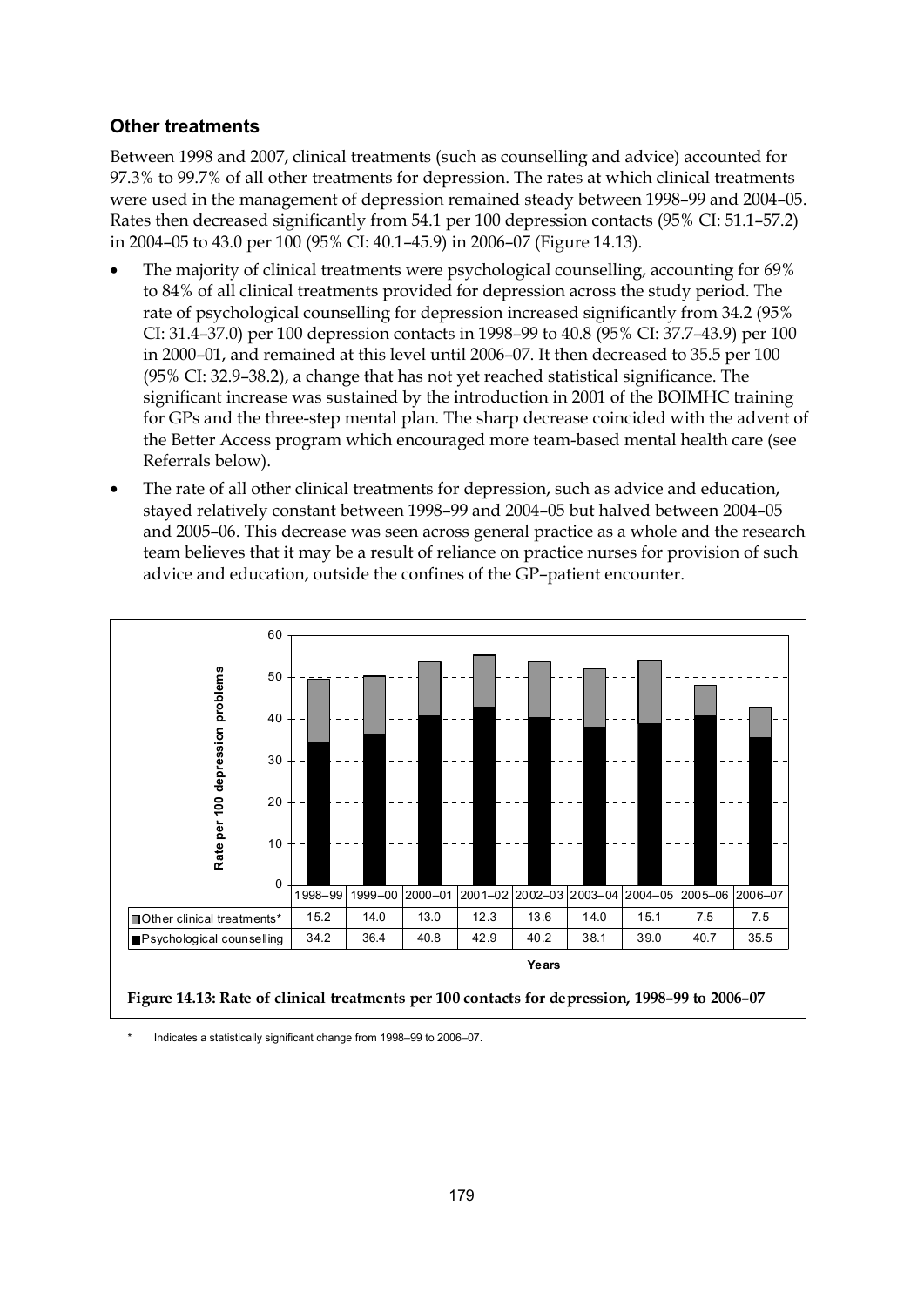### Other treatments

Between 1998 and 2007, clinical treatments (such as counselling and advice) accounted for 97.3% to 99.7% of all other treatments for depression. The rates at which clinical treatments were used in the management of depression remained steady between 1998–99 and 2004–05. Rates then decreased significantly from 54.1 per 100 depression contacts (95% CI: 51.1–57.2) in 2004–05 to 43.0 per 100 (95% CI: 40.1–45.9) in 2006–07 (Figure 14.13).

- The majority of clinical treatments were psychological counselling, accounting for 69% to 84% of all clinical treatments provided for depression across the study period. The rate of psychological counselling for depression increased significantly from 34.2 (95% CI: 31.4–37.0) per 100 depression contacts in 1998–99 to 40.8 (95% CI: 37.7–43.9) per 100 in 2000–01, and remained at this level until 2006–07. It then decreased to 35.5 per 100 (95% CI: 32.9–38.2), a change that has not yet reached statistical significance. The significant increase was sustained by the introduction in 2001 of the BOIMHC training for GPs and the three-step mental plan. The sharp decrease coincided with the advent of the Better Access program which encouraged more team-based mental health care (see Referrals below).
- The rate of all other clinical treatments for depression, such as advice and education, stayed relatively constant between 1998–99 and 2004–05 but halved between 2004–05 and 2005–06. This decrease was seen across general practice as a whole and the research team believes that it may be a result of reliance on practice nurses for provision of such advice and education, outside the confines of the GP–patient encounter.

| | 1998–99 | 1999–00 | 2000–01 | 2001–02 | 2002–03 | 2003–04 | 2004–05 | 2005–06 | 2006–07 |
|---|---|---|---|---|---|---|---|---|---|
| Other clinical treatments* | 15.2 | 14.0 | 13.0 | 12.3 | 13.6 | 14.0 | 15.1 | 7.5 | 7.5 |
| Psychological counselling | 34.2 | 36.4 | 40.8 | 42.9 | 40.2 | 38.1 | 39.0 | 40.7 | 35.5 |

**Figure 14.13: Rate of clinical treatments per 100 contacts for depression, 1998–99 to 2006–07**

\* Indicates a statistically significant change from 1998–99 to 2006–07.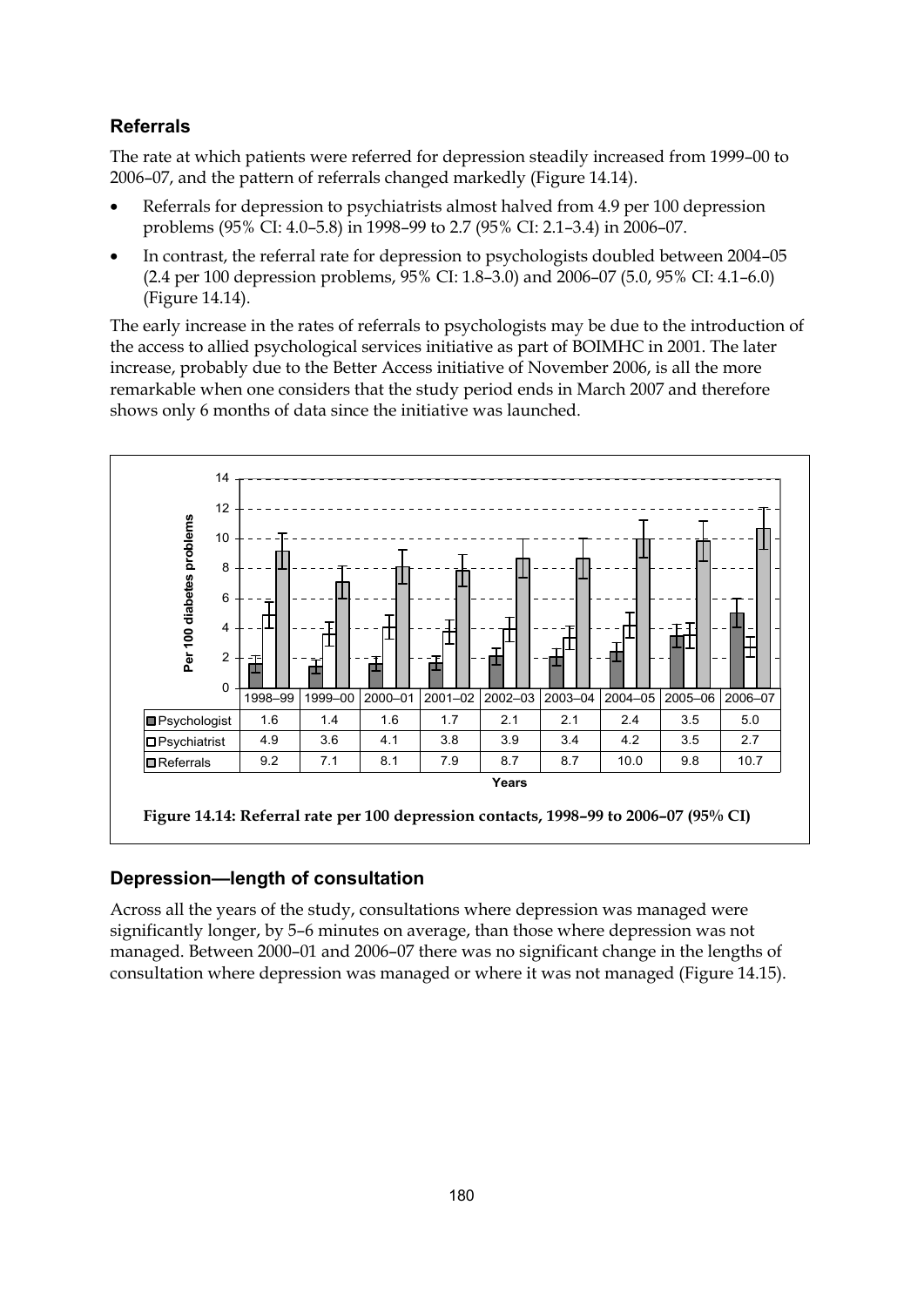### Referrals

The rate at which patients were referred for depression steadily increased from 1999–00 to 2006–07, and the pattern of referrals changed markedly (Figure 14.14).

- Referrals for depression to psychiatrists almost halved from 4.9 per 100 depression problems (95% CI: 4.0–5.8) in 1998–99 to 2.7 (95% CI: 2.1–3.4) in 2006–07.
- In contrast, the referral rate for depression to psychologists doubled between 2004–05 (2.4 per 100 depression problems, 95% CI: 1.8–3.0) and 2006–07 (5.0, 95% CI: 4.1–6.0) (Figure 14.14).

The early increase in the rates of referrals to psychologists may be due to the introduction of the access to allied psychological services initiative as part of BOIMHC in 2001. The later increase, probably due to the Better Access initiative of November 2006, is all the more remarkable when one considers that the study period ends in March 2007 and therefore shows only 6 months of data since the initiative was launched.

| Per 100 diabetes problems | 1998–99 | 1999–00 | 2000–01 | 2001–02 | 2002–03 | 2003–04 | 2004–05 | 2005–06 | 2006–07 |
|---|---|---|---|---|---|---|---|---|---|
| Psychologist | 1.6 | 1.4 | 1.6 | 1.7 | 2.1 | 2.1 | 2.4 | 3.5 | 5.0 |
| Psychiatrist | 4.9 | 3.6 | 4.1 | 3.8 | 3.9 | 3.4 | 4.2 | 3.5 | 2.7 |
| Referrals | 9.2 | 7.1 | 8.1 | 7.9 | 8.7 | 8.7 | 10.0 | 9.8 | 10.7 |

Years

**Figure 14.14: Referral rate per 100 depression contacts, 1998–99 to 2006–07 (95% CI)**

### Depression—length of consultation

Across all the years of the study, consultations where depression was managed were significantly longer, by 5–6 minutes on average, than those where depression was not managed. Between 2000–01 and 2006–07 there was no significant change in the lengths of consultation where depression was managed or where it was not managed (Figure 14.15).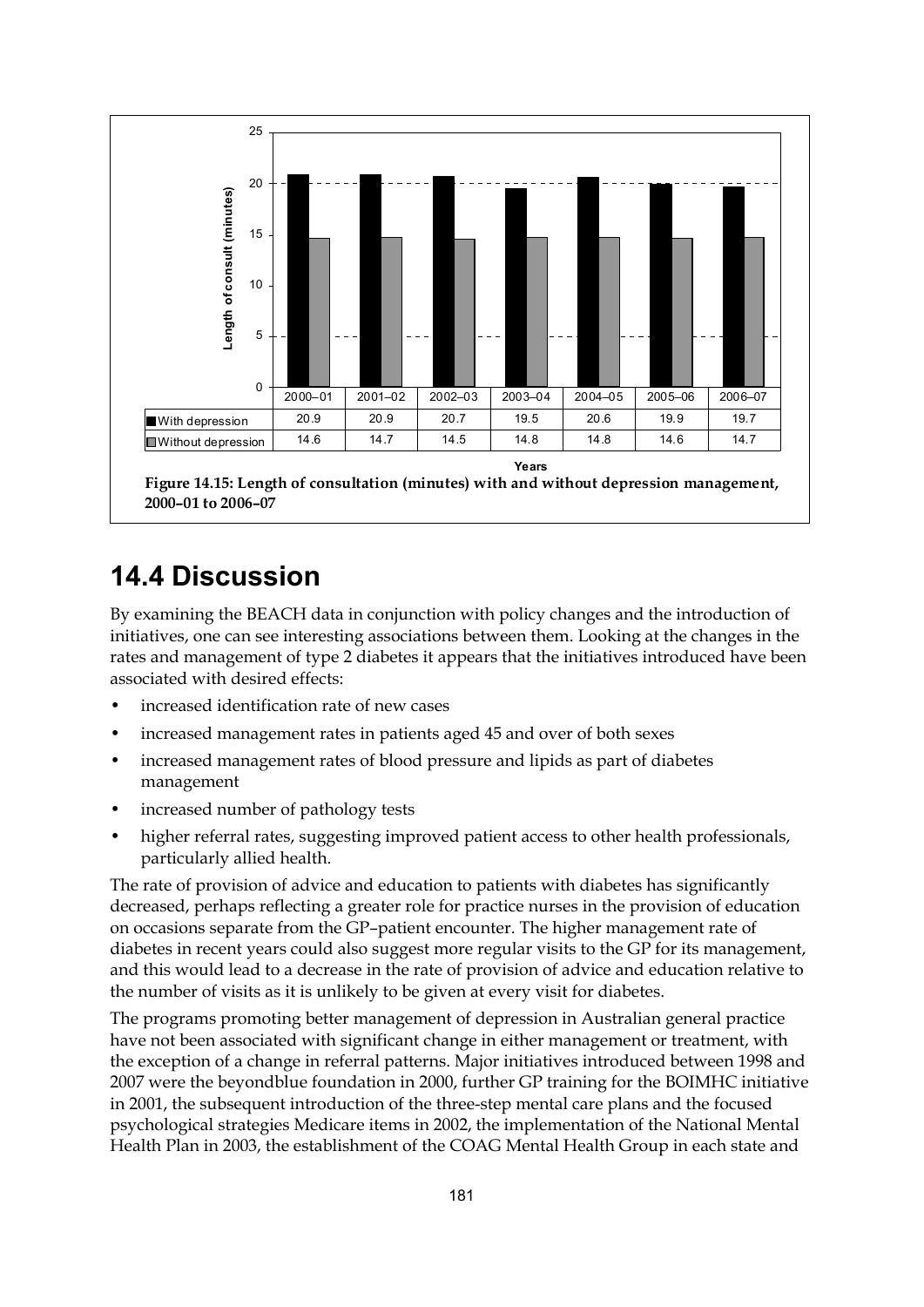| Years | 2000–01 | 2001–02 | 2002–03 | 2003–04 | 2004–05 | 2005–06 | 2006–07 |
|---|---|---|---|---|---|---|---|
| With depression | 20.9 | 20.9 | 20.7 | 19.5 | 20.6 | 19.9 | 19.7 |
| Without depression | 14.6 | 14.7 | 14.5 | 14.8 | 14.8 | 14.6 | 14.7 |

**Figure 14.15: Length of consultation (minutes) with and without depression management, 2000–01 to 2006–07**

## 14.4 Discussion

By examining the BEACH data in conjunction with policy changes and the introduction of initiatives, one can see interesting associations between them. Looking at the changes in the rates and management of type 2 diabetes it appears that the initiatives introduced have been associated with desired effects:

- increased identification rate of new cases
- increased management rates in patients aged 45 and over of both sexes
- increased management rates of blood pressure and lipids as part of diabetes management
- increased number of pathology tests
- higher referral rates, suggesting improved patient access to other health professionals, particularly allied health.

The rate of provision of advice and education to patients with diabetes has significantly decreased, perhaps reflecting a greater role for practice nurses in the provision of education on occasions separate from the GP–patient encounter. The higher management rate of diabetes in recent years could also suggest more regular visits to the GP for its management, and this would lead to a decrease in the rate of provision of advice and education relative to the number of visits as it is unlikely to be given at every visit for diabetes.

The programs promoting better management of depression in Australian general practice have not been associated with significant change in either management or treatment, with the exception of a change in referral patterns. Major initiatives introduced between 1998 and 2007 were the beyondblue foundation in 2000, further GP training for the BOIMHC initiative in 2001, the subsequent introduction of the three-step mental care plans and the focused psychological strategies Medicare items in 2002, the implementation of the National Mental Health Plan in 2003, the establishment of the COAG Mental Health Group in each state and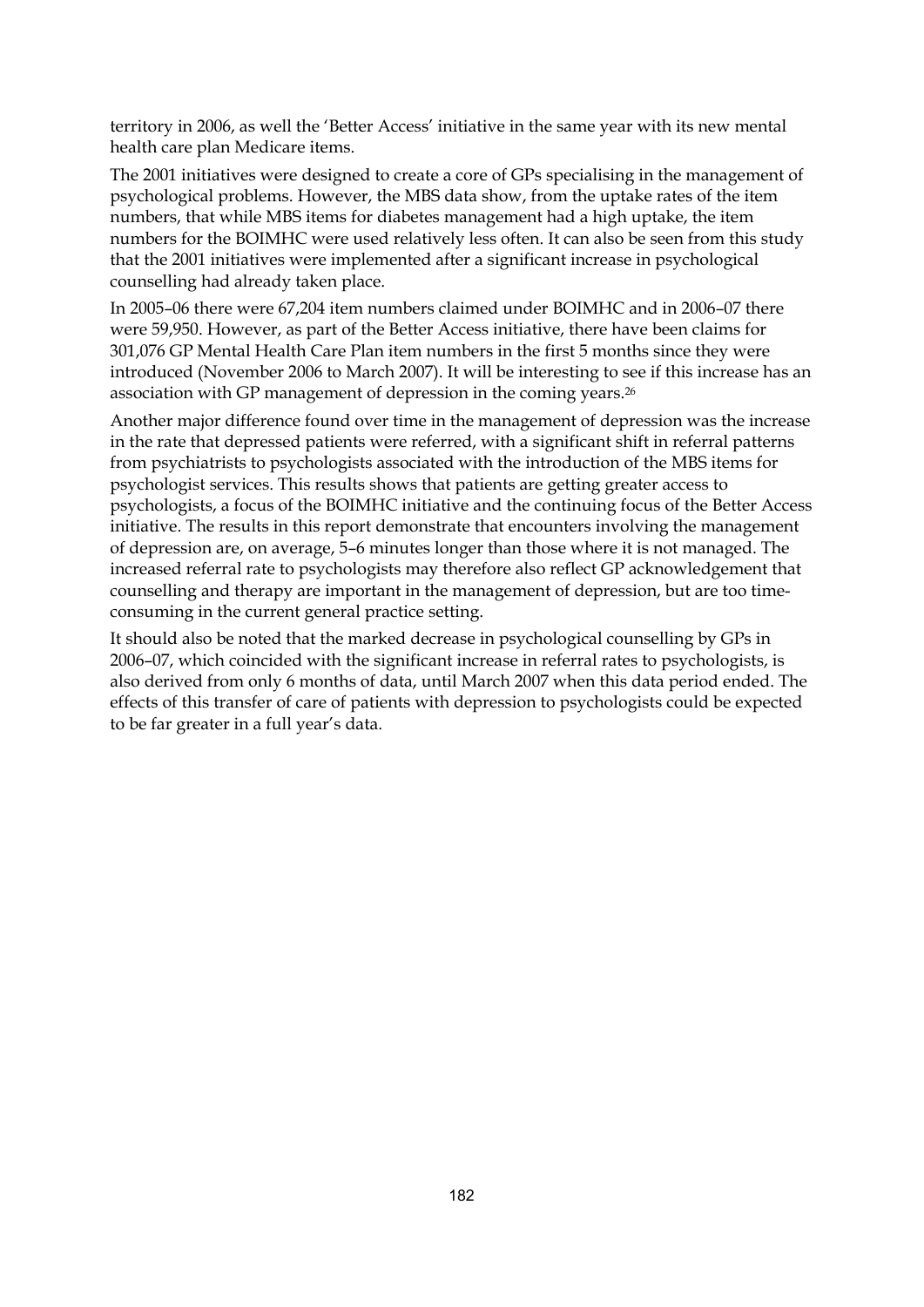territory in 2006, as well the 'Better Access' initiative in the same year with its new mental health care plan Medicare items.

The 2001 initiatives were designed to create a core of GPs specialising in the management of psychological problems. However, the MBS data show, from the uptake rates of the item numbers, that while MBS items for diabetes management had a high uptake, the item numbers for the BOIMHC were used relatively less often. It can also be seen from this study that the 2001 initiatives were implemented after a significant increase in psychological counselling had already taken place.

In 2005–06 there were 67,204 item numbers claimed under BOIMHC and in 2006–07 there were 59,950. However, as part of the Better Access initiative, there have been claims for 301,076 GP Mental Health Care Plan item numbers in the first 5 months since they were introduced (November 2006 to March 2007). It will be interesting to see if this increase has an association with GP management of depression in the coming years.[26]

Another major difference found over time in the management of depression was the increase in the rate that depressed patients were referred, with a significant shift in referral patterns from psychiatrists to psychologists associated with the introduction of the MBS items for psychologist services. This results shows that patients are getting greater access to psychologists, a focus of the BOIMHC initiative and the continuing focus of the Better Access initiative. The results in this report demonstrate that encounters involving the management of depression are, on average, 5–6 minutes longer than those where it is not managed. The increased referral rate to psychologists may therefore also reflect GP acknowledgement that counselling and therapy are important in the management of depression, but are too time-consuming in the current general practice setting.

It should also be noted that the marked decrease in psychological counselling by GPs in 2006–07, which coincided with the significant increase in referral rates to psychologists, is also derived from only 6 months of data, until March 2007 when this data period ended. The effects of this transfer of care of patients with depression to psychologists could be expected to be far greater in a full year's data.